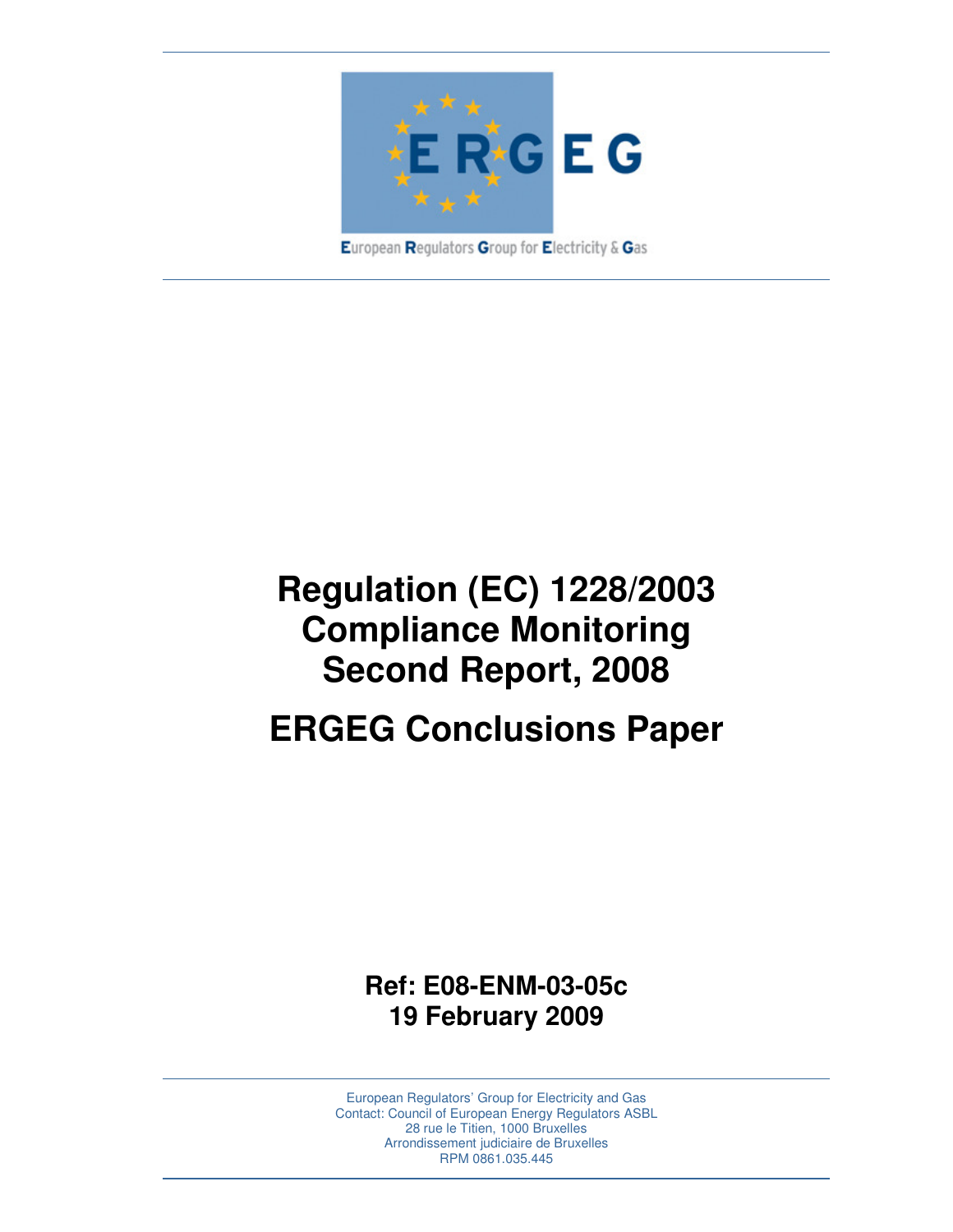European Regulators Group for Electricity & Gas

# Regulation (EC) 1228/2003 Compliance Monitoring Second Report, 2008

# ERGEG Conclusions Paper

**Ref: E08-ENM-03-05c**
**19 February 2009**

European Regulators' Group for Electricity and Gas
Contact: Council of European Energy Regulators ASBL
28 rue le Titien, 1000 Bruxelles
Arrondissement judiciaire de Bruxelles
RPM 0861.035.445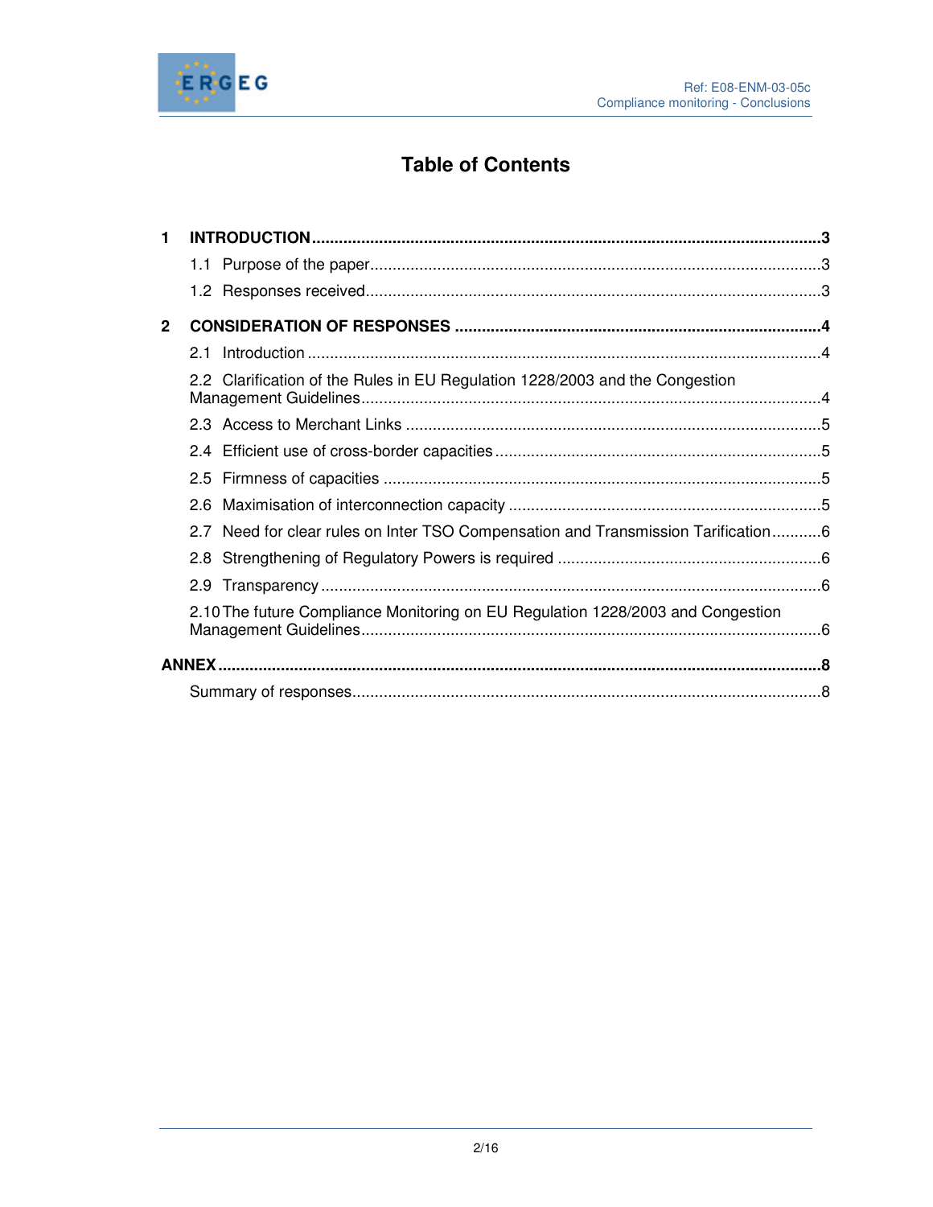# Table of Contents

**1 INTRODUCTION** ........ **3**

- 1.1 Purpose of the paper ........ 3
- 1.2 Responses received ........ 3

**2 CONSIDERATION OF RESPONSES** ........ **4**

- 2.1 Introduction ........ 4
- 2.2 Clarification of the Rules in EU Regulation 1228/2003 and the Congestion Management Guidelines ........ 4
- 2.3 Access to Merchant Links ........ 5
- 2.4 Efficient use of cross-border capacities ........ 5
- 2.5 Firmness of capacities ........ 5
- 2.6 Maximisation of interconnection capacity ........ 5
- 2.7 Need for clear rules on Inter TSO Compensation and Transmission Tarification ........ 6
- 2.8 Strengthening of Regulatory Powers is required ........ 6
- 2.9 Transparency ........ 6
- 2.10 The future Compliance Monitoring on EU Regulation 1228/2003 and Congestion Management Guidelines ........ 6

**ANNEX** ........ **8**

- Summary of responses ........ 8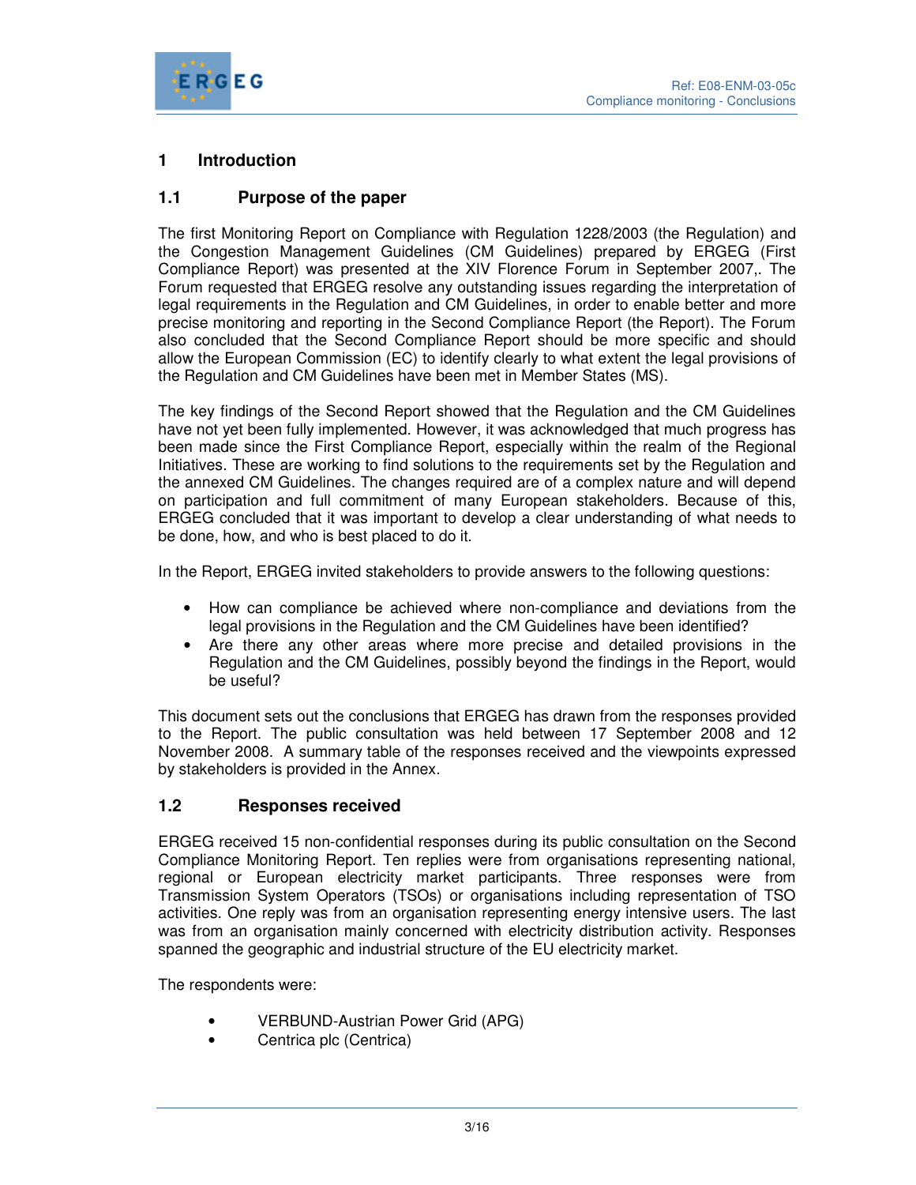# 1 Introduction

## 1.1 Purpose of the paper

The first Monitoring Report on Compliance with Regulation 1228/2003 (the Regulation) and the Congestion Management Guidelines (CM Guidelines) prepared by ERGEG (First Compliance Report) was presented at the XIV Florence Forum in September 2007,. The Forum requested that ERGEG resolve any outstanding issues regarding the interpretation of legal requirements in the Regulation and CM Guidelines, in order to enable better and more precise monitoring and reporting in the Second Compliance Report (the Report). The Forum also concluded that the Second Compliance Report should be more specific and should allow the European Commission (EC) to identify clearly to what extent the legal provisions of the Regulation and CM Guidelines have been met in Member States (MS).

The key findings of the Second Report showed that the Regulation and the CM Guidelines have not yet been fully implemented. However, it was acknowledged that much progress has been made since the First Compliance Report, especially within the realm of the Regional Initiatives. These are working to find solutions to the requirements set by the Regulation and the annexed CM Guidelines. The changes required are of a complex nature and will depend on participation and full commitment of many European stakeholders. Because of this, ERGEG concluded that it was important to develop a clear understanding of what needs to be done, how, and who is best placed to do it.

In the Report, ERGEG invited stakeholders to provide answers to the following questions:

- How can compliance be achieved where non-compliance and deviations from the legal provisions in the Regulation and the CM Guidelines have been identified?
- Are there any other areas where more precise and detailed provisions in the Regulation and the CM Guidelines, possibly beyond the findings in the Report, would be useful?

This document sets out the conclusions that ERGEG has drawn from the responses provided to the Report. The public consultation was held between 17 September 2008 and 12 November 2008. A summary table of the responses received and the viewpoints expressed by stakeholders is provided in the Annex.

## 1.2 Responses received

ERGEG received 15 non-confidential responses during its public consultation on the Second Compliance Monitoring Report. Ten replies were from organisations representing national, regional or European electricity market participants. Three responses were from Transmission System Operators (TSOs) or organisations including representation of TSO activities. One reply was from an organisation representing energy intensive users. The last was from an organisation mainly concerned with electricity distribution activity. Responses spanned the geographic and industrial structure of the EU electricity market.

The respondents were:

- VERBUND-Austrian Power Grid (APG)
- Centrica plc (Centrica)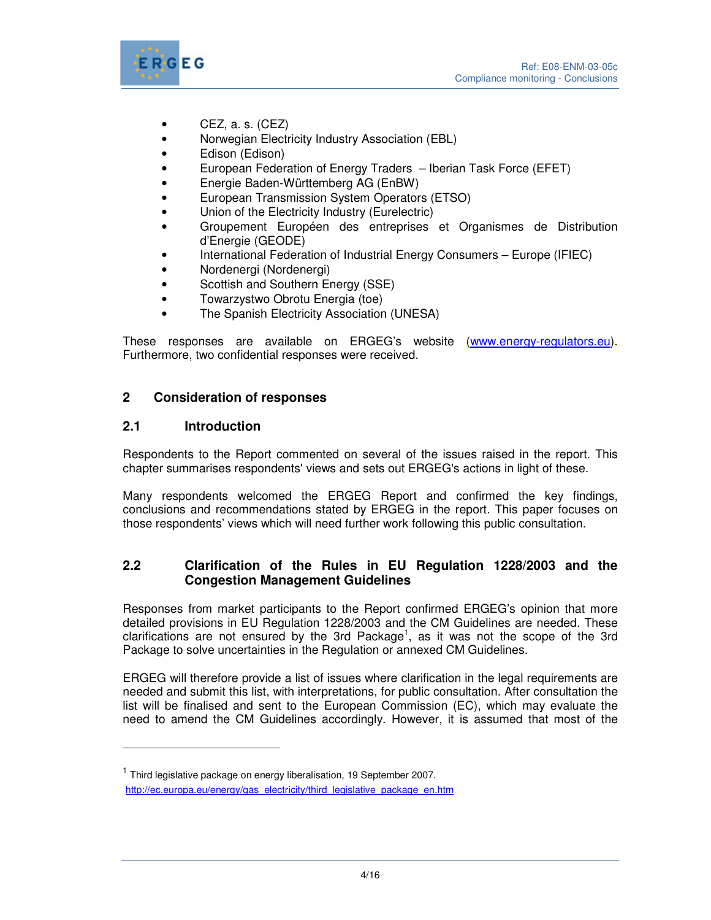- CEZ, a. s. (CEZ)
- Norwegian Electricity Industry Association (EBL)
- Edison (Edison)
- European Federation of Energy Traders – Iberian Task Force (EFET)
- Energie Baden-Württemberg AG (EnBW)
- European Transmission System Operators (ETSO)
- Union of the Electricity Industry (Eurelectric)
- Groupement Européen des entreprises et Organismes de Distribution d'Energie (GEODE)
- International Federation of Industrial Energy Consumers – Europe (IFIEC)
- Nordenergi (Nordenergi)
- Scottish and Southern Energy (SSE)
- Towarzystwo Obrotu Energia (toe)
- The Spanish Electricity Association (UNESA)

These responses are available on ERGEG's website (www.energy-regulators.eu). Furthermore, two confidential responses were received.

## 2 Consideration of responses

### 2.1 Introduction

Respondents to the Report commented on several of the issues raised in the report. This chapter summarises respondents' views and sets out ERGEG's actions in light of these.

Many respondents welcomed the ERGEG Report and confirmed the key findings, conclusions and recommendations stated by ERGEG in the report. This paper focuses on those respondents' views which will need further work following this public consultation.

### 2.2 Clarification of the Rules in EU Regulation 1228/2003 and the Congestion Management Guidelines

Responses from market participants to the Report confirmed ERGEG's opinion that more detailed provisions in EU Regulation 1228/2003 and the CM Guidelines are needed. These clarifications are not ensured by the 3rd Package[1], as it was not the scope of the 3rd Package to solve uncertainties in the Regulation or annexed CM Guidelines.

ERGEG will therefore provide a list of issues where clarification in the legal requirements are needed and submit this list, with interpretations, for public consultation. After consultation the list will be finalised and sent to the European Commission (EC), which may evaluate the need to amend the CM Guidelines accordingly. However, it is assumed that most of the

---

[1] Third legislative package on energy liberalisation, 19 September 2007. http://ec.europa.eu/energy/gas_electricity/third_legislative_package_en.htm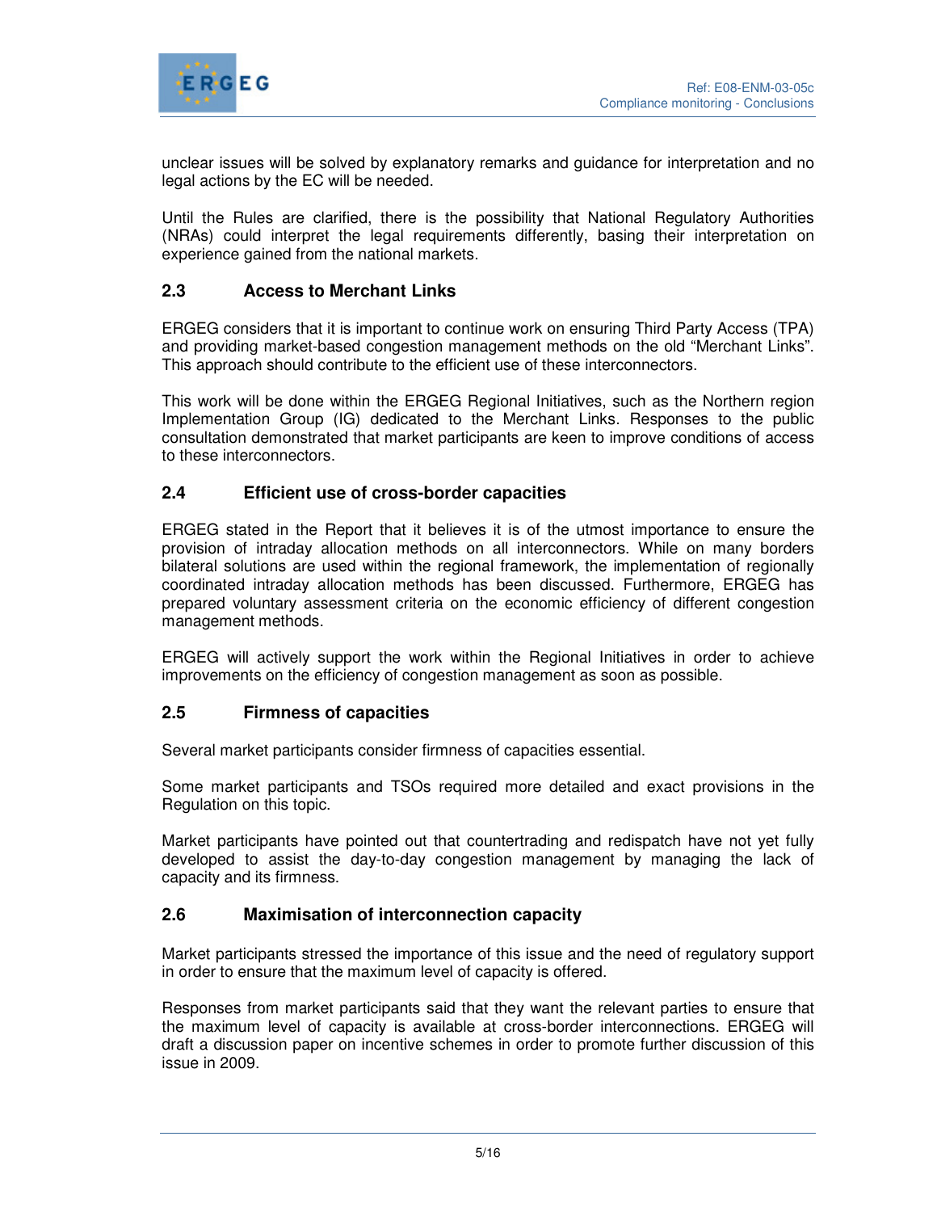unclear issues will be solved by explanatory remarks and guidance for interpretation and no legal actions by the EC will be needed.

Until the Rules are clarified, there is the possibility that National Regulatory Authorities (NRAs) could interpret the legal requirements differently, basing their interpretation on experience gained from the national markets.

## 2.3 Access to Merchant Links

ERGEG considers that it is important to continue work on ensuring Third Party Access (TPA) and providing market-based congestion management methods on the old “Merchant Links”. This approach should contribute to the efficient use of these interconnectors.

This work will be done within the ERGEG Regional Initiatives, such as the Northern region Implementation Group (IG) dedicated to the Merchant Links. Responses to the public consultation demonstrated that market participants are keen to improve conditions of access to these interconnectors.

## 2.4 Efficient use of cross-border capacities

ERGEG stated in the Report that it believes it is of the utmost importance to ensure the provision of intraday allocation methods on all interconnectors. While on many borders bilateral solutions are used within the regional framework, the implementation of regionally coordinated intraday allocation methods has been discussed. Furthermore, ERGEG has prepared voluntary assessment criteria on the economic efficiency of different congestion management methods.

ERGEG will actively support the work within the Regional Initiatives in order to achieve improvements on the efficiency of congestion management as soon as possible.

## 2.5 Firmness of capacities

Several market participants consider firmness of capacities essential.

Some market participants and TSOs required more detailed and exact provisions in the Regulation on this topic.

Market participants have pointed out that countertrading and redispatch have not yet fully developed to assist the day-to-day congestion management by managing the lack of capacity and its firmness.

## 2.6 Maximisation of interconnection capacity

Market participants stressed the importance of this issue and the need of regulatory support in order to ensure that the maximum level of capacity is offered.

Responses from market participants said that they want the relevant parties to ensure that the maximum level of capacity is available at cross-border interconnections. ERGEG will draft a discussion paper on incentive schemes in order to promote further discussion of this issue in 2009.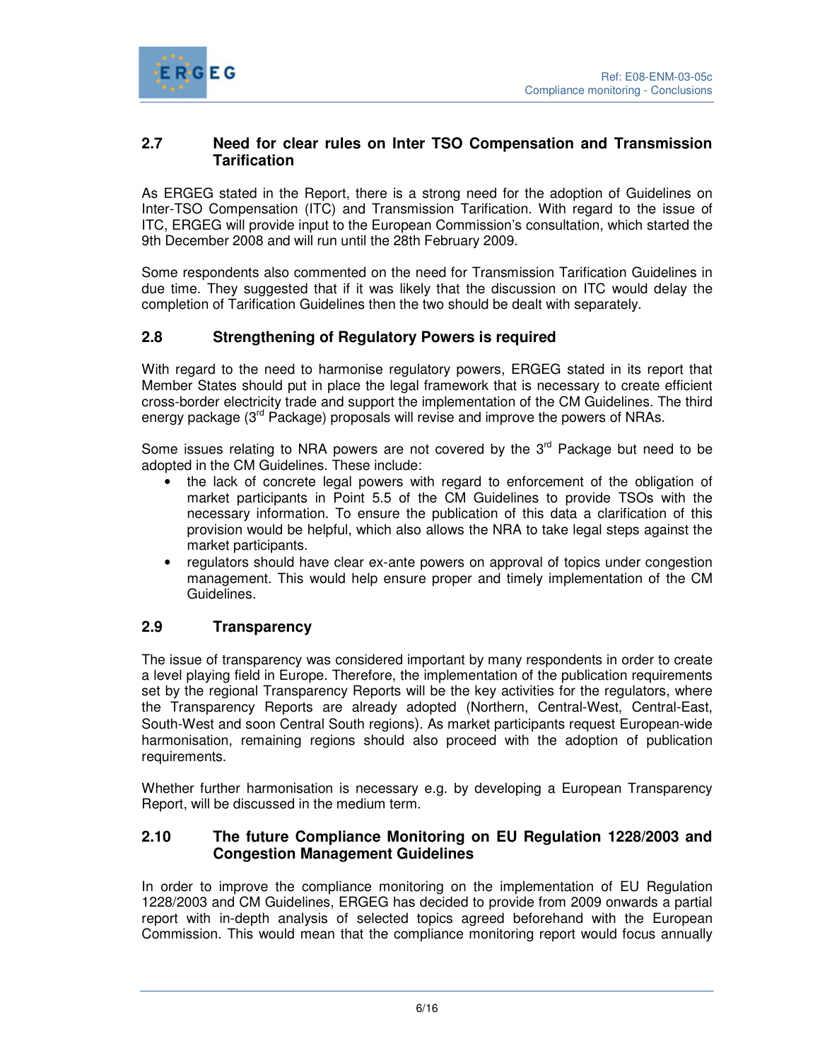## 2.7 Need for clear rules on Inter TSO Compensation and Transmission Tarification

As ERGEG stated in the Report, there is a strong need for the adoption of Guidelines on Inter-TSO Compensation (ITC) and Transmission Tarification. With regard to the issue of ITC, ERGEG will provide input to the European Commission's consultation, which started the 9th December 2008 and will run until the 28th February 2009.

Some respondents also commented on the need for Transmission Tarification Guidelines in due time. They suggested that if it was likely that the discussion on ITC would delay the completion of Tarification Guidelines then the two should be dealt with separately.

## 2.8 Strengthening of Regulatory Powers is required

With regard to the need to harmonise regulatory powers, ERGEG stated in its report that Member States should put in place the legal framework that is necessary to create efficient cross-border electricity trade and support the implementation of the CM Guidelines. The third energy package (3rd Package) proposals will revise and improve the powers of NRAs.

Some issues relating to NRA powers are not covered by the 3rd Package but need to be adopted in the CM Guidelines. These include:

- the lack of concrete legal powers with regard to enforcement of the obligation of market participants in Point 5.5 of the CM Guidelines to provide TSOs with the necessary information. To ensure the publication of this data a clarification of this provision would be helpful, which also allows the NRA to take legal steps against the market participants.
- regulators should have clear ex-ante powers on approval of topics under congestion management. This would help ensure proper and timely implementation of the CM Guidelines.

## 2.9 Transparency

The issue of transparency was considered important by many respondents in order to create a level playing field in Europe. Therefore, the implementation of the publication requirements set by the regional Transparency Reports will be the key activities for the regulators, where the Transparency Reports are already adopted (Northern, Central-West, Central-East, South-West and soon Central South regions). As market participants request European-wide harmonisation, remaining regions should also proceed with the adoption of publication requirements.

Whether further harmonisation is necessary e.g. by developing a European Transparency Report, will be discussed in the medium term.

## 2.10 The future Compliance Monitoring on EU Regulation 1228/2003 and Congestion Management Guidelines

In order to improve the compliance monitoring on the implementation of EU Regulation 1228/2003 and CM Guidelines, ERGEG has decided to provide from 2009 onwards a partial report with in-depth analysis of selected topics agreed beforehand with the European Commission. This would mean that the compliance monitoring report would focus annually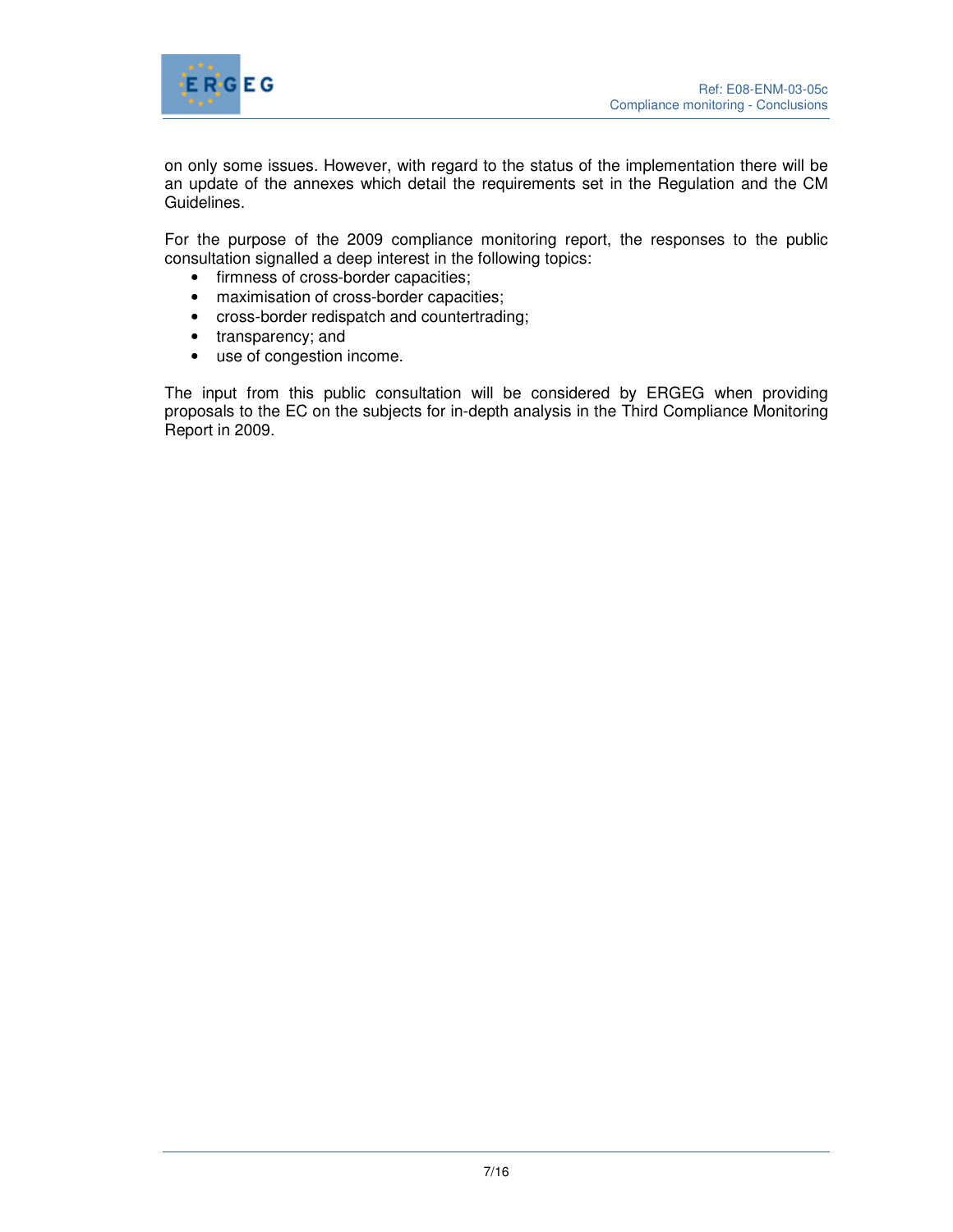on only some issues. However, with regard to the status of the implementation there will be an update of the annexes which detail the requirements set in the Regulation and the CM Guidelines.

For the purpose of the 2009 compliance monitoring report, the responses to the public consultation signalled a deep interest in the following topics:

- firmness of cross-border capacities;
- maximisation of cross-border capacities;
- cross-border redispatch and countertrading;
- transparency; and
- use of congestion income.

The input from this public consultation will be considered by ERGEG when providing proposals to the EC on the subjects for in-depth analysis in the Third Compliance Monitoring Report in 2009.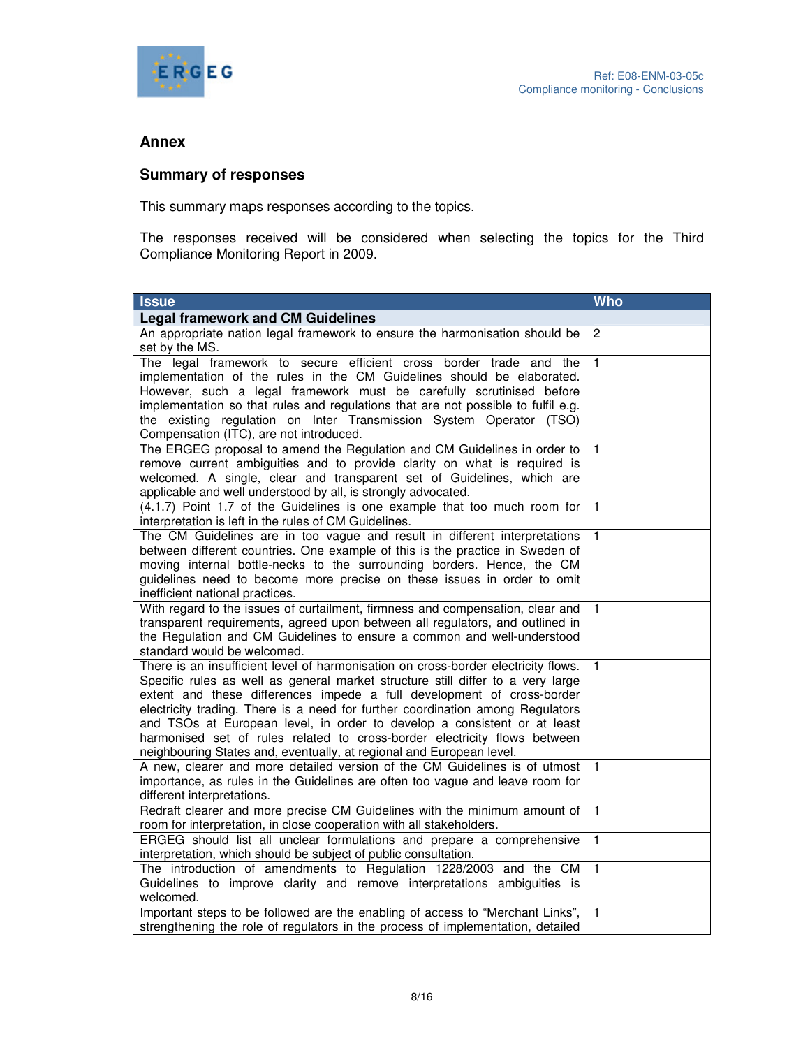## Annex

### Summary of responses

This summary maps responses according to the topics.

The responses received will be considered when selecting the topics for the Third Compliance Monitoring Report in 2009.

| Issue | Who |
|---|---|
| **Legal framework and CM Guidelines** | |
| An appropriate nation legal framework to ensure the harmonisation should be set by the MS. | 2 |
| The legal framework to secure efficient cross border trade and the implementation of the rules in the CM Guidelines should be elaborated. However, such a legal framework must be carefully scrutinised before implementation so that rules and regulations that are not possible to fulfil e.g. the existing regulation on Inter Transmission System Operator (TSO) Compensation (ITC), are not introduced. | 1 |
| The ERGEG proposal to amend the Regulation and CM Guidelines in order to remove current ambiguities and to provide clarity on what is required is welcomed. A single, clear and transparent set of Guidelines, which are applicable and well understood by all, is strongly advocated. | 1 |
| (4.1.7) Point 1.7 of the Guidelines is one example that too much room for interpretation is left in the rules of CM Guidelines. | 1 |
| The CM Guidelines are in too vague and result in different interpretations between different countries. One example of this is the practice in Sweden of moving internal bottle-necks to the surrounding borders. Hence, the CM guidelines need to become more precise on these issues in order to omit inefficient national practices. | 1 |
| With regard to the issues of curtailment, firmness and compensation, clear and transparent requirements, agreed upon between all regulators, and outlined in the Regulation and CM Guidelines to ensure a common and well-understood standard would be welcomed. | 1 |
| There is an insufficient level of harmonisation on cross-border electricity flows. Specific rules as well as general market structure still differ to a very large extent and these differences impede a full development of cross-border electricity trading. There is a need for further coordination among Regulators and TSOs at European level, in order to develop a consistent or at least harmonised set of rules related to cross-border electricity flows between neighbouring States and, eventually, at regional and European level. | 1 |
| A new, clearer and more detailed version of the CM Guidelines is of utmost importance, as rules in the Guidelines are often too vague and leave room for different interpretations. | 1 |
| Redraft clearer and more precise CM Guidelines with the minimum amount of room for interpretation, in close cooperation with all stakeholders. | 1 |
| ERGEG should list all unclear formulations and prepare a comprehensive interpretation, which should be subject of public consultation. | 1 |
| The introduction of amendments to Regulation 1228/2003 and the CM Guidelines to improve clarity and remove interpretations ambiguities is welcomed. | 1 |
| Important steps to be followed are the enabling of access to "Merchant Links", strengthening the role of regulators in the process of implementation, detailed | 1 |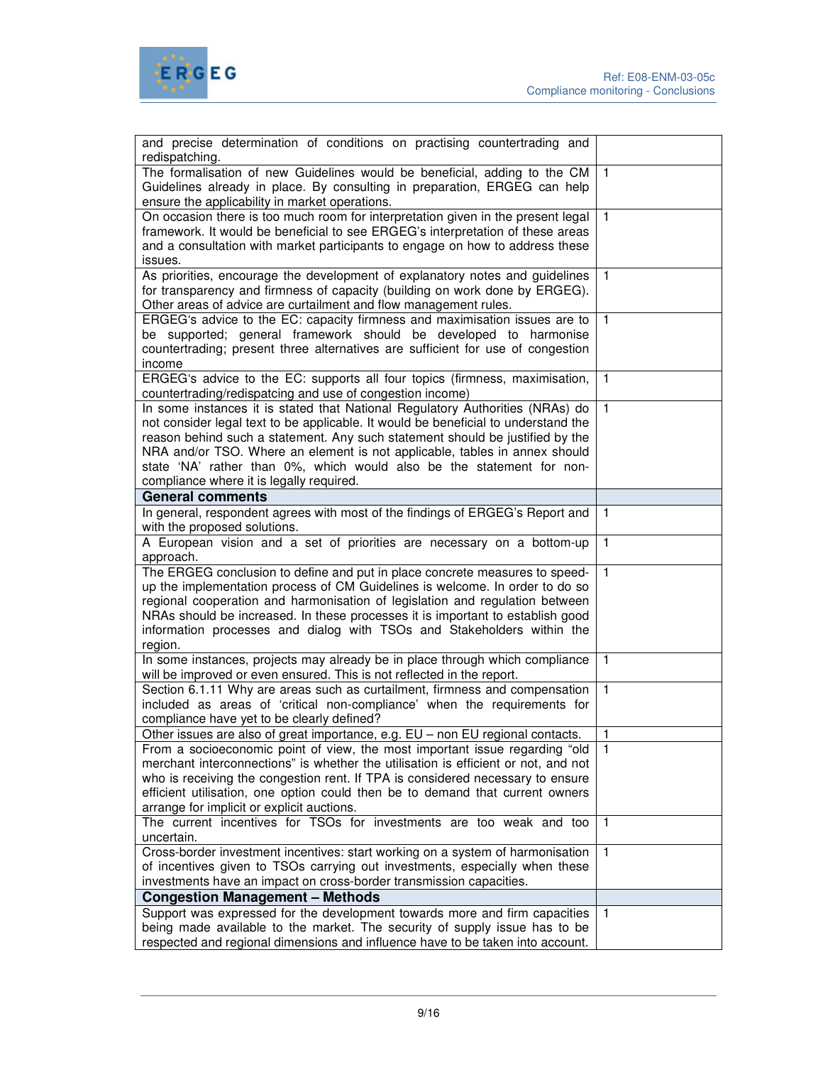| | |
|---|---|
| and precise determination of conditions on practising countertrading and redispatching. | |
| The formalisation of new Guidelines would be beneficial, adding to the CM Guidelines already in place. By consulting in preparation, ERGEG can help ensure the applicability in market operations. | 1 |
| On occasion there is too much room for interpretation given in the present legal framework. It would be beneficial to see ERGEG's interpretation of these areas and a consultation with market participants to engage on how to address these issues. | 1 |
| As priorities, encourage the development of explanatory notes and guidelines for transparency and firmness of capacity (building on work done by ERGEG). Other areas of advice are curtailment and flow management rules. | 1 |
| ERGEG's advice to the EC: capacity firmness and maximisation issues are to be supported; general framework should be developed to harmonise countertrading; present three alternatives are sufficient for use of congestion income | 1 |
| ERGEG's advice to the EC: supports all four topics (firmness, maximisation, countertrading/redispatcing and use of congestion income) | 1 |
| In some instances it is stated that National Regulatory Authorities (NRAs) do not consider legal text to be applicable. It would be beneficial to understand the reason behind such a statement. Any such statement should be justified by the NRA and/or TSO. Where an element is not applicable, tables in annex should state 'NA' rather than 0%, which would also be the statement for non-compliance where it is legally required. | 1 |
| **General comments** | |
| In general, respondent agrees with most of the findings of ERGEG's Report and with the proposed solutions. | 1 |
| A European vision and a set of priorities are necessary on a bottom-up approach. | 1 |
| The ERGEG conclusion to define and put in place concrete measures to speed-up the implementation process of CM Guidelines is welcome. In order to do so regional cooperation and harmonisation of legislation and regulation between NRAs should be increased. In these processes it is important to establish good information processes and dialog with TSOs and Stakeholders within the region. | 1 |
| In some instances, projects may already be in place through which compliance will be improved or even ensured. This is not reflected in the report. | 1 |
| Section 6.1.11 Why are areas such as curtailment, firmness and compensation included as areas of 'critical non-compliance' when the requirements for compliance have yet to be clearly defined? | 1 |
| Other issues are also of great importance, e.g. EU – non EU regional contacts. | 1 |
| From a socioeconomic point of view, the most important issue regarding "old merchant interconnections" is whether the utilisation is efficient or not, and not who is receiving the congestion rent. If TPA is considered necessary to ensure efficient utilisation, one option could then be to demand that current owners arrange for implicit or explicit auctions. | 1 |
| The current incentives for TSOs for investments are too weak and too uncertain. | 1 |
| Cross-border investment incentives: start working on a system of harmonisation of incentives given to TSOs carrying out investments, especially when these investments have an impact on cross-border transmission capacities. | 1 |
| **Congestion Management – Methods** | |
| Support was expressed for the development towards more and firm capacities being made available to the market. The security of supply issue has to be respected and regional dimensions and influence have to be taken into account. | 1 |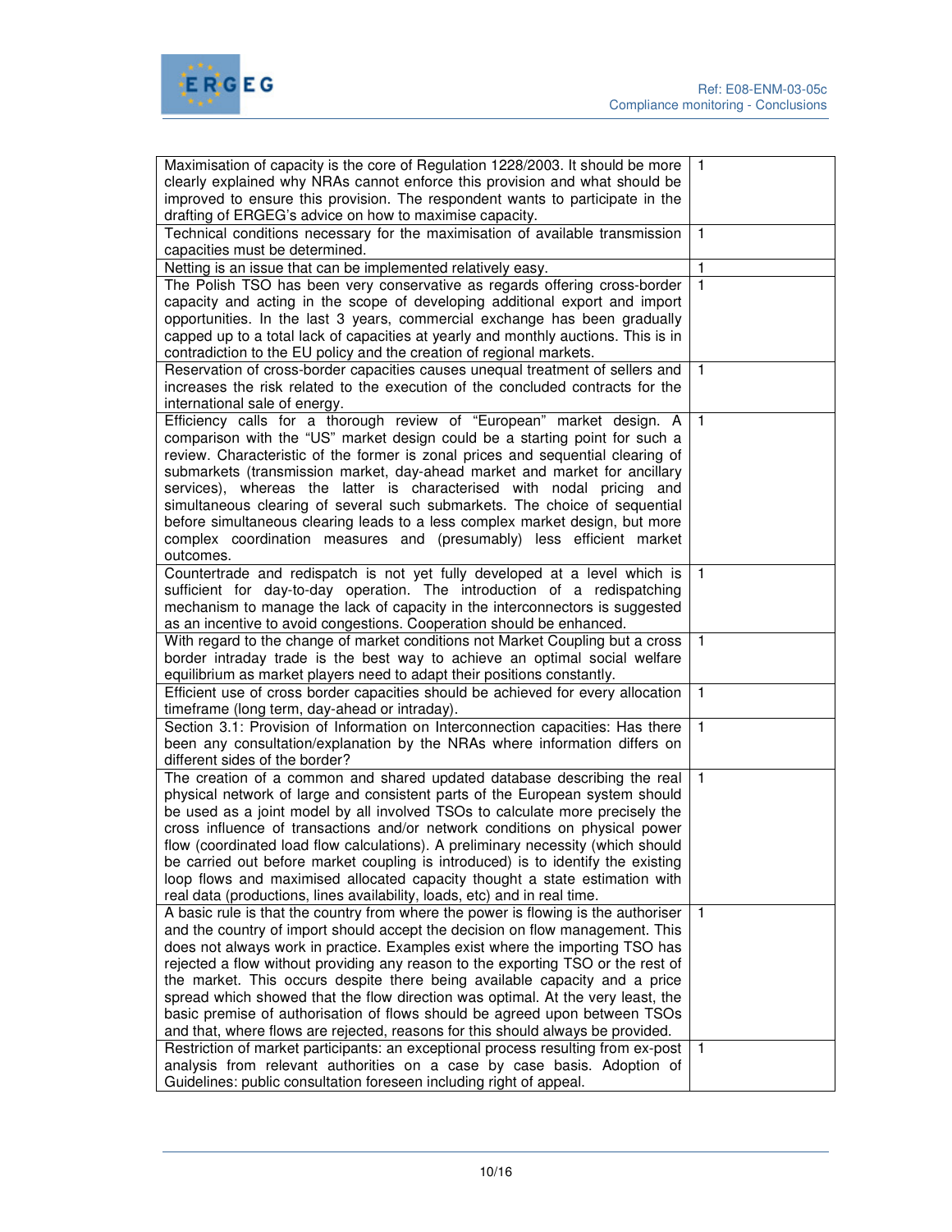| | |
|---|---|
| Maximisation of capacity is the core of Regulation 1228/2003. It should be more clearly explained why NRAs cannot enforce this provision and what should be improved to ensure this provision. The respondent wants to participate in the drafting of ERGEG's advice on how to maximise capacity. | 1 |
| Technical conditions necessary for the maximisation of available transmission capacities must be determined. | 1 |
| Netting is an issue that can be implemented relatively easy. | 1 |
| The Polish TSO has been very conservative as regards offering cross-border capacity and acting in the scope of developing additional export and import opportunities. In the last 3 years, commercial exchange has been gradually capped up to a total lack of capacities at yearly and monthly auctions. This is in contradiction to the EU policy and the creation of regional markets. | 1 |
| Reservation of cross-border capacities causes unequal treatment of sellers and increases the risk related to the execution of the concluded contracts for the international sale of energy. | 1 |
| Efficiency calls for a thorough review of "European" market design. A comparison with the "US" market design could be a starting point for such a review. Characteristic of the former is zonal prices and sequential clearing of submarkets (transmission market, day-ahead market and market for ancillary services), whereas the latter is characterised with nodal pricing and simultaneous clearing of several such submarkets. The choice of sequential before simultaneous clearing leads to a less complex market design, but more complex coordination measures and (presumably) less efficient market outcomes. | 1 |
| Countertrade and redispatch is not yet fully developed at a level which is sufficient for day-to-day operation. The introduction of a redispatching mechanism to manage the lack of capacity in the interconnectors is suggested as an incentive to avoid congestions. Cooperation should be enhanced. | 1 |
| With regard to the change of market conditions not Market Coupling but a cross border intraday trade is the best way to achieve an optimal social welfare equilibrium as market players need to adapt their positions constantly. | 1 |
| Efficient use of cross border capacities should be achieved for every allocation timeframe (long term, day-ahead or intraday). | 1 |
| Section 3.1: Provision of Information on Interconnection capacities: Has there been any consultation/explanation by the NRAs where information differs on different sides of the border? | 1 |
| The creation of a common and shared updated database describing the real physical network of large and consistent parts of the European system should be used as a joint model by all involved TSOs to calculate more precisely the cross influence of transactions and/or network conditions on physical power flow (coordinated load flow calculations). A preliminary necessity (which should be carried out before market coupling is introduced) is to identify the existing loop flows and maximised allocated capacity thought a state estimation with real data (productions, lines availability, loads, etc) and in real time. | 1 |
| A basic rule is that the country from where the power is flowing is the authoriser and the country of import should accept the decision on flow management. This does not always work in practice. Examples exist where the importing TSO has rejected a flow without providing any reason to the exporting TSO or the rest of the market. This occurs despite there being available capacity and a price spread which showed that the flow direction was optimal. At the very least, the basic premise of authorisation of flows should be agreed upon between TSOs and that, where flows are rejected, reasons for this should always be provided. | 1 |
| Restriction of market participants: an exceptional process resulting from ex-post analysis from relevant authorities on a case by case basis. Adoption of Guidelines: public consultation foreseen including right of appeal. | 1 |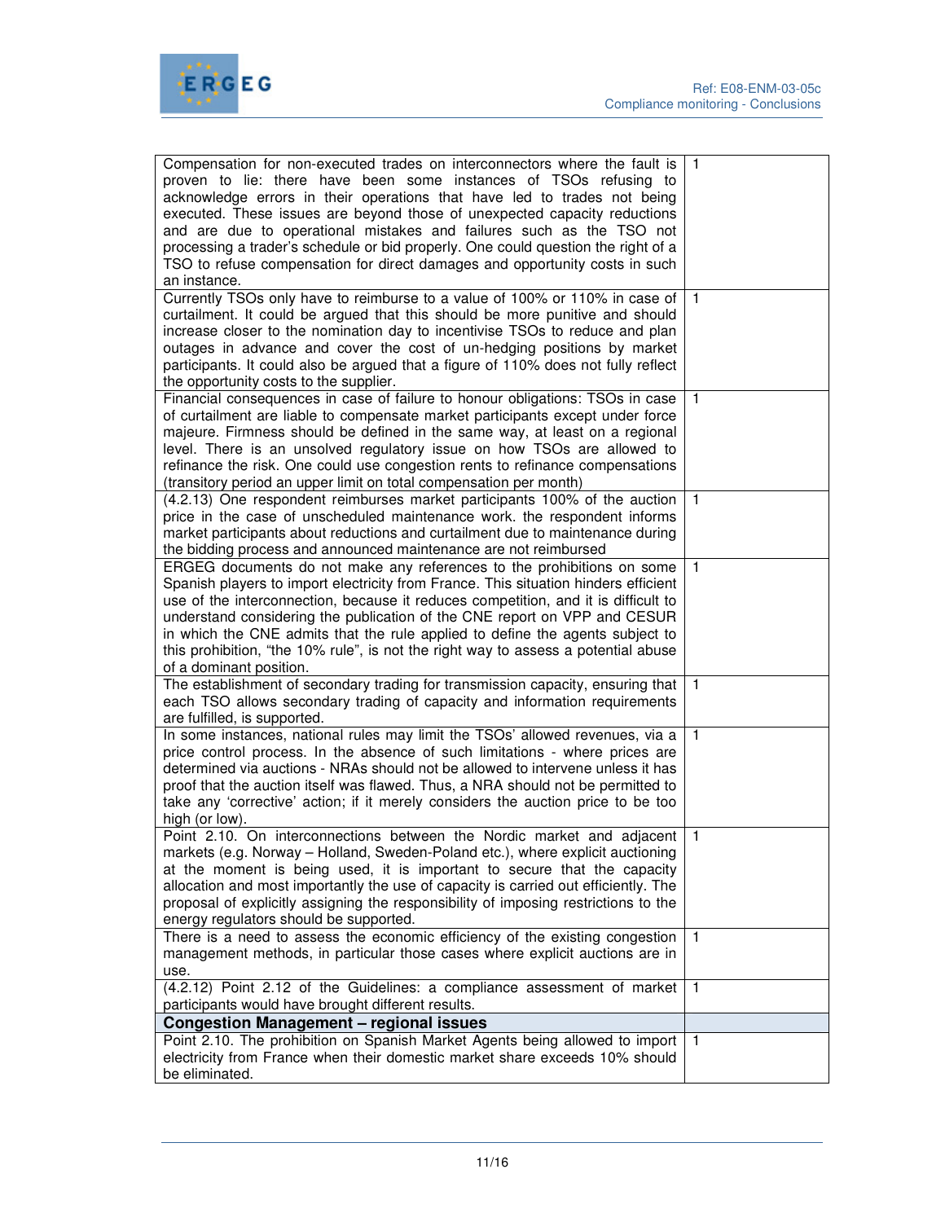| | |
|---|---|
| Compensation for non-executed trades on interconnectors where the fault is proven to lie: there have been some instances of TSOs refusing to acknowledge errors in their operations that have led to trades not being executed. These issues are beyond those of unexpected capacity reductions and are due to operational mistakes and failures such as the TSO not processing a trader's schedule or bid properly. One could question the right of a TSO to refuse compensation for direct damages and opportunity costs in such an instance. | 1 |
| Currently TSOs only have to reimburse to a value of 100% or 110% in case of curtailment. It could be argued that this should be more punitive and should increase closer to the nomination day to incentivise TSOs to reduce and plan outages in advance and cover the cost of un-hedging positions by market participants. It could also be argued that a figure of 110% does not fully reflect the opportunity costs to the supplier. | 1 |
| Financial consequences in case of failure to honour obligations: TSOs in case of curtailment are liable to compensate market participants except under force majeure. Firmness should be defined in the same way, at least on a regional level. There is an unsolved regulatory issue on how TSOs are allowed to refinance the risk. One could use congestion rents to refinance compensations (transitory period an upper limit on total compensation per month) | 1 |
| (4.2.13) One respondent reimburses market participants 100% of the auction price in the case of unscheduled maintenance work. the respondent informs market participants about reductions and curtailment due to maintenance during the bidding process and announced maintenance are not reimbursed | 1 |
| ERGEG documents do not make any references to the prohibitions on some Spanish players to import electricity from France. This situation hinders efficient use of the interconnection, because it reduces competition, and it is difficult to understand considering the publication of the CNE report on VPP and CESUR in which the CNE admits that the rule applied to define the agents subject to this prohibition, "the 10% rule", is not the right way to assess a potential abuse of a dominant position. | 1 |
| The establishment of secondary trading for transmission capacity, ensuring that each TSO allows secondary trading of capacity and information requirements are fulfilled, is supported. | 1 |
| In some instances, national rules may limit the TSOs' allowed revenues, via a price control process. In the absence of such limitations - where prices are determined via auctions - NRAs should not be allowed to intervene unless it has proof that the auction itself was flawed. Thus, a NRA should not be permitted to take any 'corrective' action; if it merely considers the auction price to be too high (or low). | 1 |
| Point 2.10. On interconnections between the Nordic market and adjacent markets (e.g. Norway – Holland, Sweden-Poland etc.), where explicit auctioning at the moment is being used, it is important to secure that the capacity allocation and most importantly the use of capacity is carried out efficiently. The proposal of explicitly assigning the responsibility of imposing restrictions to the energy regulators should be supported. | 1 |
| There is a need to assess the economic efficiency of the existing congestion management methods, in particular those cases where explicit auctions are in use. | 1 |
| (4.2.12) Point 2.12 of the Guidelines: a compliance assessment of market participants would have brought different results. | 1 |
| **Congestion Management – regional issues** | |
| Point 2.10. The prohibition on Spanish Market Agents being allowed to import electricity from France when their domestic market share exceeds 10% should be eliminated. | 1 |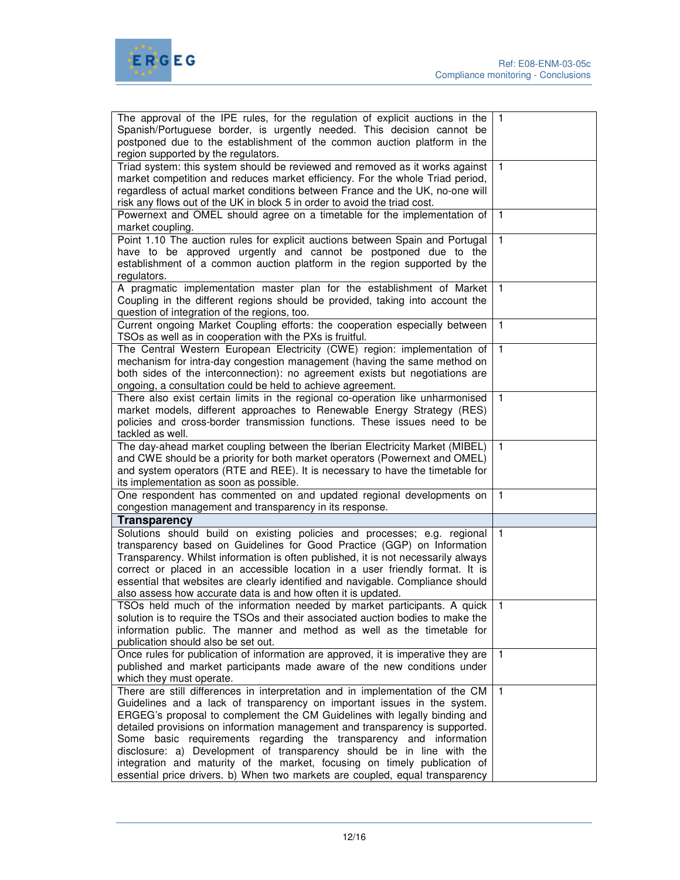| | |
|---|---|
| The approval of the IPE rules, for the regulation of explicit auctions in the Spanish/Portuguese border, is urgently needed. This decision cannot be postponed due to the establishment of the common auction platform in the region supported by the regulators. | 1 |
| Triad system: this system should be reviewed and removed as it works against market competition and reduces market efficiency. For the whole Triad period, regardless of actual market conditions between France and the UK, no-one will risk any flows out of the UK in block 5 in order to avoid the triad cost. | 1 |
| Powernext and OMEL should agree on a timetable for the implementation of market coupling. | 1 |
| Point 1.10 The auction rules for explicit auctions between Spain and Portugal have to be approved urgently and cannot be postponed due to the establishment of a common auction platform in the region supported by the regulators. | 1 |
| A pragmatic implementation master plan for the establishment of Market Coupling in the different regions should be provided, taking into account the question of integration of the regions, too. | 1 |
| Current ongoing Market Coupling efforts: the cooperation especially between TSOs as well as in cooperation with the PXs is fruitful. | 1 |
| The Central Western European Electricity (CWE) region: implementation of mechanism for intra-day congestion management (having the same method on both sides of the interconnection): no agreement exists but negotiations are ongoing, a consultation could be held to achieve agreement. | 1 |
| There also exist certain limits in the regional co-operation like unharmonised market models, different approaches to Renewable Energy Strategy (RES) policies and cross-border transmission functions. These issues need to be tackled as well. | 1 |
| The day-ahead market coupling between the Iberian Electricity Market (MIBEL) and CWE should be a priority for both market operators (Powernext and OMEL) and system operators (RTE and REE). It is necessary to have the timetable for its implementation as soon as possible. | 1 |
| One respondent has commented on and updated regional developments on congestion management and transparency in its response. | 1 |
| **Transparency** | |
| Solutions should build on existing policies and processes; e.g. regional transparency based on Guidelines for Good Practice (GGP) on Information Transparency. Whilst information is often published, it is not necessarily always correct or placed in an accessible location in a user friendly format. It is essential that websites are clearly identified and navigable. Compliance should also assess how accurate data is and how often it is updated. | 1 |
| TSOs held much of the information needed by market participants. A quick solution is to require the TSOs and their associated auction bodies to make the information public. The manner and method as well as the timetable for publication should also be set out. | 1 |
| Once rules for publication of information are approved, it is imperative they are published and market participants made aware of the new conditions under which they must operate. | 1 |
| There are still differences in interpretation and in implementation of the CM Guidelines and a lack of transparency on important issues in the system. ERGEG's proposal to complement the CM Guidelines with legally binding and detailed provisions on information management and transparency is supported. Some basic requirements regarding the transparency and information disclosure: a) Development of transparency should be in line with the integration and maturity of the market, focusing on timely publication of essential price drivers. b) When two markets are coupled, equal transparency | 1 |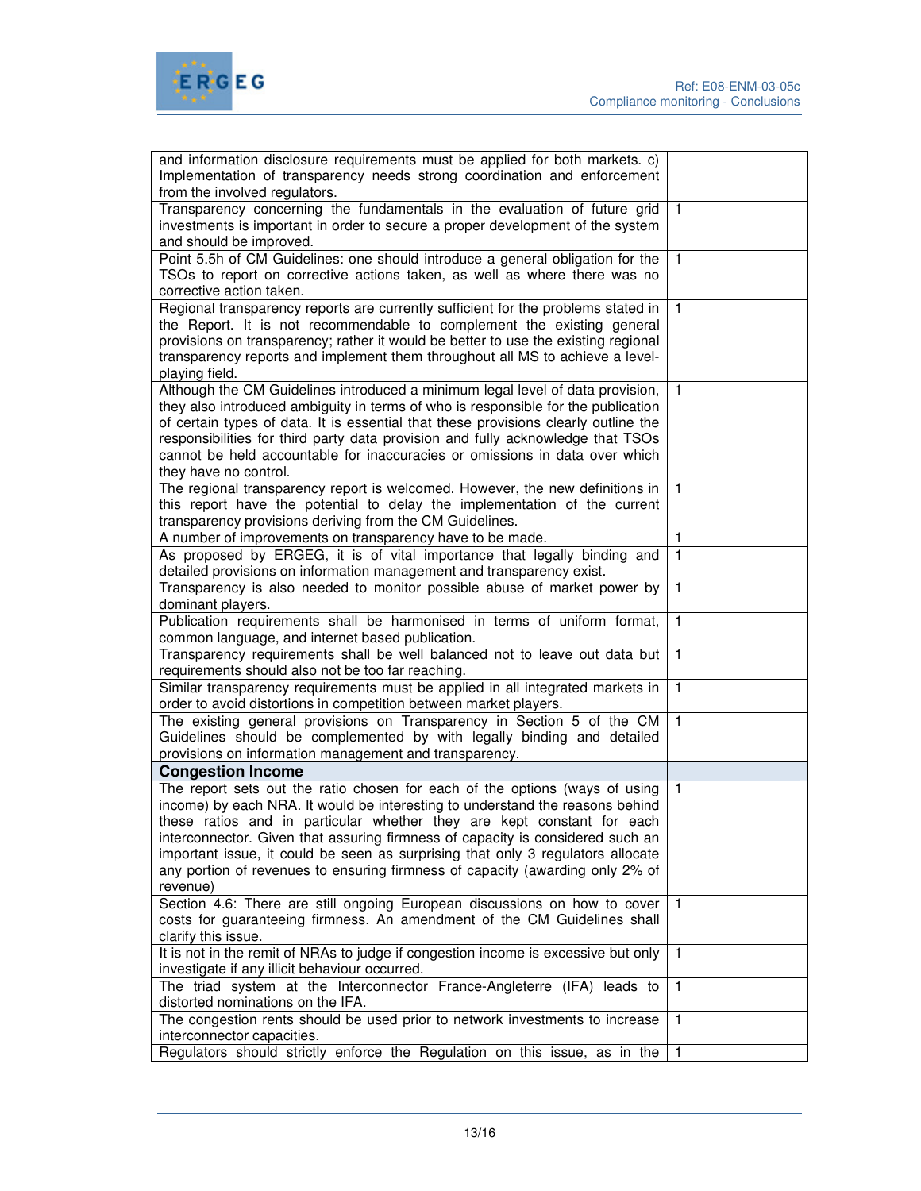| | |
|---|---|
| and information disclosure requirements must be applied for both markets. c) Implementation of transparency needs strong coordination and enforcement from the involved regulators. | |
| Transparency concerning the fundamentals in the evaluation of future grid investments is important in order to secure a proper development of the system and should be improved. | 1 |
| Point 5.5h of CM Guidelines: one should introduce a general obligation for the TSOs to report on corrective actions taken, as well as where there was no corrective action taken. | 1 |
| Regional transparency reports are currently sufficient for the problems stated in the Report. It is not recommendable to complement the existing general provisions on transparency; rather it would be better to use the existing regional transparency reports and implement them throughout all MS to achieve a level-playing field. | 1 |
| Although the CM Guidelines introduced a minimum legal level of data provision, they also introduced ambiguity in terms of who is responsible for the publication of certain types of data. It is essential that these provisions clearly outline the responsibilities for third party data provision and fully acknowledge that TSOs cannot be held accountable for inaccuracies or omissions in data over which they have no control. | 1 |
| The regional transparency report is welcomed. However, the new definitions in this report have the potential to delay the implementation of the current transparency provisions deriving from the CM Guidelines. | 1 |
| A number of improvements on transparency have to be made. | 1 |
| As proposed by ERGEG, it is of vital importance that legally binding and detailed provisions on information management and transparency exist. | 1 |
| Transparency is also needed to monitor possible abuse of market power by dominant players. | 1 |
| Publication requirements shall be harmonised in terms of uniform format, common language, and internet based publication. | 1 |
| Transparency requirements shall be well balanced not to leave out data but requirements should also not be too far reaching. | 1 |
| Similar transparency requirements must be applied in all integrated markets in order to avoid distortions in competition between market players. | 1 |
| The existing general provisions on Transparency in Section 5 of the CM Guidelines should be complemented by with legally binding and detailed provisions on information management and transparency. | 1 |
| **Congestion Income** | |
| The report sets out the ratio chosen for each of the options (ways of using income) by each NRA. It would be interesting to understand the reasons behind these ratios and in particular whether they are kept constant for each interconnector. Given that assuring firmness of capacity is considered such an important issue, it could be seen as surprising that only 3 regulators allocate any portion of revenues to ensuring firmness of capacity (awarding only 2% of revenue) | 1 |
| Section 4.6: There are still ongoing European discussions on how to cover costs for guaranteeing firmness. An amendment of the CM Guidelines shall clarify this issue. | 1 |
| It is not in the remit of NRAs to judge if congestion income is excessive but only investigate if any illicit behaviour occurred. | 1 |
| The triad system at the Interconnector France-Angleterre (IFA) leads to distorted nominations on the IFA. | 1 |
| The congestion rents should be used prior to network investments to increase interconnector capacities. | 1 |
| Regulators should strictly enforce the Regulation on this issue, as in the | 1 |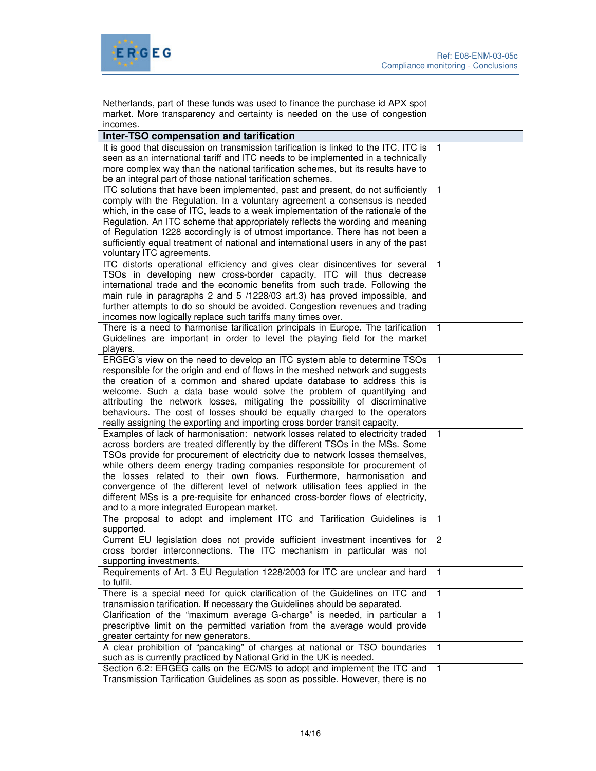| | |
|---|---|
| Netherlands, part of these funds was used to finance the purchase id APX spot market. More transparency and certainty is needed on the use of congestion incomes. | |
| **Inter-TSO compensation and tarification** | |
| It is good that discussion on transmission tarification is linked to the ITC. ITC is seen as an international tariff and ITC needs to be implemented in a technically more complex way than the national tarification schemes, but its results have to be an integral part of those national tarification schemes. | 1 |
| ITC solutions that have been implemented, past and present, do not sufficiently comply with the Regulation. In a voluntary agreement a consensus is needed which, in the case of ITC, leads to a weak implementation of the rationale of the Regulation. An ITC scheme that appropriately reflects the wording and meaning of Regulation 1228 accordingly is of utmost importance. There has not been a sufficiently equal treatment of national and international users in any of the past voluntary ITC agreements. | 1 |
| ITC distorts operational efficiency and gives clear disincentives for several TSOs in developing new cross-border capacity. ITC will thus decrease international trade and the economic benefits from such trade. Following the main rule in paragraphs 2 and 5 /1228/03 art.3) has proved impossible, and further attempts to do so should be avoided. Congestion revenues and trading incomes now logically replace such tariffs many times over. | 1 |
| There is a need to harmonise tarification principals in Europe. The tarification Guidelines are important in order to level the playing field for the market players. | 1 |
| ERGEG's view on the need to develop an ITC system able to determine TSOs responsible for the origin and end of flows in the meshed network and suggests the creation of a common and shared update database to address this is welcome. Such a data base would solve the problem of quantifying and attributing the network losses, mitigating the possibility of discriminative behaviours. The cost of losses should be equally charged to the operators really assigning the exporting and importing cross border transit capacity. | 1 |
| Examples of lack of harmonisation: network losses related to electricity traded across borders are treated differently by the different TSOs in the MSs. Some TSOs provide for procurement of electricity due to network losses themselves, while others deem energy trading companies responsible for procurement of the losses related to their own flows. Furthermore, harmonisation and convergence of the different level of network utilisation fees applied in the different MSs is a pre-requisite for enhanced cross-border flows of electricity, and to a more integrated European market. | 1 |
| The proposal to adopt and implement ITC and Tarification Guidelines is supported. | 1 |
| Current EU legislation does not provide sufficient investment incentives for cross border interconnections. The ITC mechanism in particular was not supporting investments. | 2 |
| Requirements of Art. 3 EU Regulation 1228/2003 for ITC are unclear and hard to fulfil. | 1 |
| There is a special need for quick clarification of the Guidelines on ITC and transmission tarification. If necessary the Guidelines should be separated. | 1 |
| Clarification of the "maximum average G-charge" is needed, in particular a prescriptive limit on the permitted variation from the average would provide greater certainty for new generators. | 1 |
| A clear prohibition of "pancaking" of charges at national or TSO boundaries such as is currently practiced by National Grid in the UK is needed. | 1 |
| Section 6.2: ERGEG calls on the EC/MS to adopt and implement the ITC and Transmission Tarification Guidelines as soon as possible. However, there is no | 1 |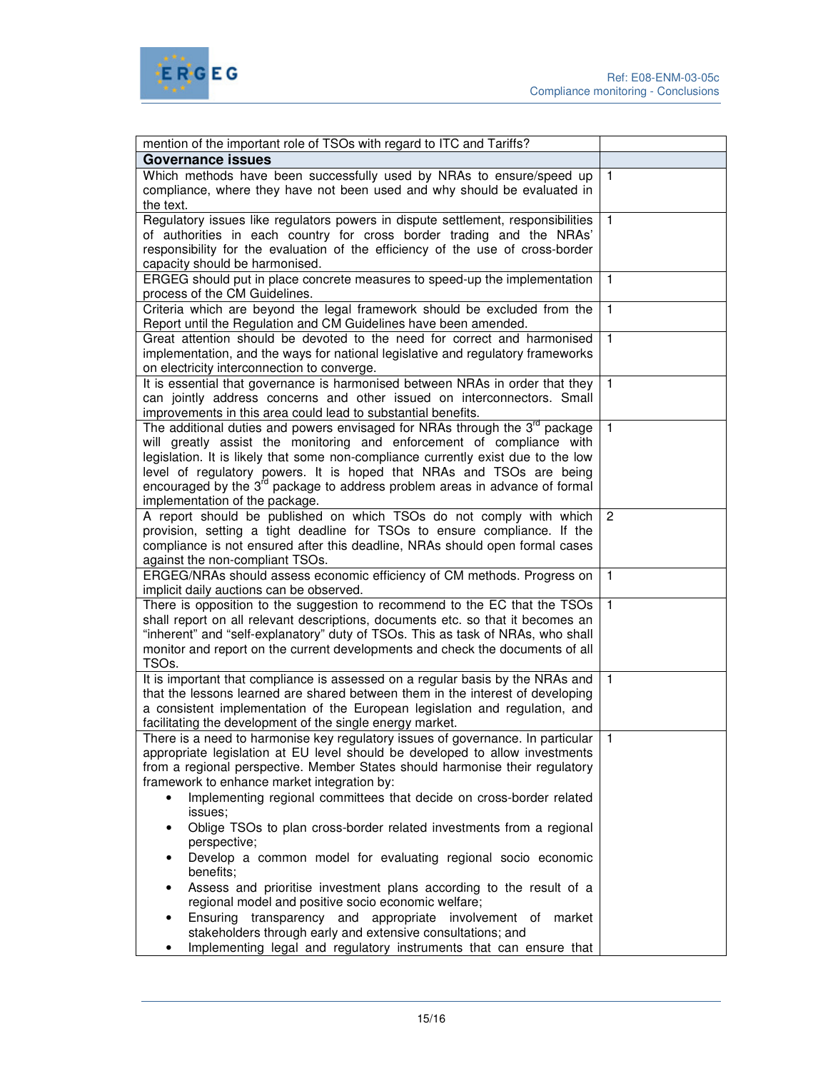| mention of the important role of TSOs with regard to ITC and Tariffs? | |
|---|---|
| **Governance issues** | |
| Which methods have been successfully used by NRAs to ensure/speed up compliance, where they have not been used and why should be evaluated in the text. | 1 |
| Regulatory issues like regulators powers in dispute settlement, responsibilities of authorities in each country for cross border trading and the NRAs' responsibility for the evaluation of the efficiency of the use of cross-border capacity should be harmonised. | 1 |
| ERGEG should put in place concrete measures to speed-up the implementation process of the CM Guidelines. | 1 |
| Criteria which are beyond the legal framework should be excluded from the Report until the Regulation and CM Guidelines have been amended. | 1 |
| Great attention should be devoted to the need for correct and harmonised implementation, and the ways for national legislative and regulatory frameworks on electricity interconnection to converge. | 1 |
| It is essential that governance is harmonised between NRAs in order that they can jointly address concerns and other issued on interconnectors. Small improvements in this area could lead to substantial benefits. | 1 |
| The additional duties and powers envisaged for NRAs through the 3rd package will greatly assist the monitoring and enforcement of compliance with legislation. It is likely that some non-compliance currently exist due to the low level of regulatory powers. It is hoped that NRAs and TSOs are being encouraged by the 3rd package to address problem areas in advance of formal implementation of the package. | 1 |
| A report should be published on which TSOs do not comply with which provision, setting a tight deadline for TSOs to ensure compliance. If the compliance is not ensured after this deadline, NRAs should open formal cases against the non-compliant TSOs. | 2 |
| ERGEG/NRAs should assess economic efficiency of CM methods. Progress on implicit daily auctions can be observed. | 1 |
| There is opposition to the suggestion to recommend to the EC that the TSOs shall report on all relevant descriptions, documents etc. so that it becomes an "inherent" and "self-explanatory" duty of TSOs. This as task of NRAs, who shall monitor and report on the current developments and check the documents of all TSOs. | 1 |
| It is important that compliance is assessed on a regular basis by the NRAs and that the lessons learned are shared between them in the interest of developing a consistent implementation of the European legislation and regulation, and facilitating the development of the single energy market. | 1 |
| There is a need to harmonise key regulatory issues of governance. In particular appropriate legislation at EU level should be developed to allow investments from a regional perspective. Member States should harmonise their regulatory framework to enhance market integration by: <br>• Implementing regional committees that decide on cross-border related issues; <br>• Oblige TSOs to plan cross-border related investments from a regional perspective; <br>• Develop a common model for evaluating regional socio economic benefits; <br>• Assess and prioritise investment plans according to the result of a regional model and positive socio economic welfare; <br>• Ensuring transparency and appropriate involvement of market stakeholders through early and extensive consultations; and <br>• Implementing legal and regulatory instruments that can ensure that | 1 |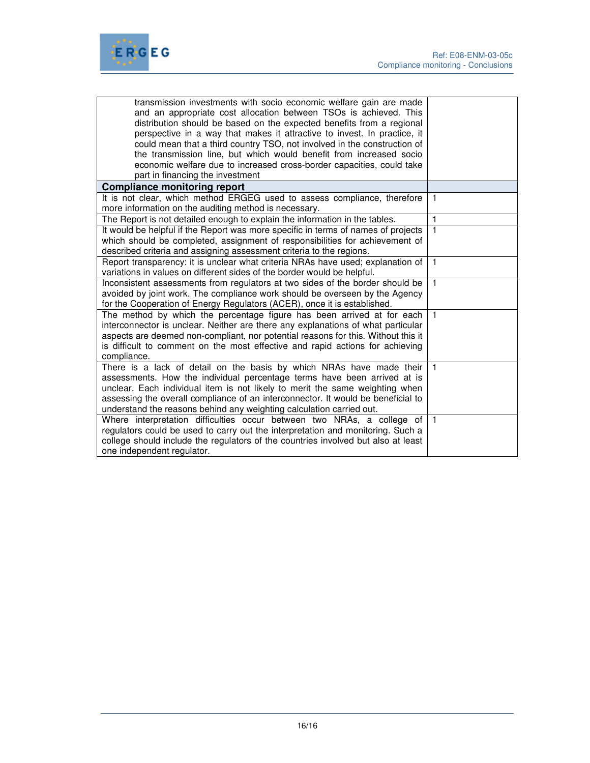| | |
|---|---|
| transmission investments with socio economic welfare gain are made and an appropriate cost allocation between TSOs is achieved. This distribution should be based on the expected benefits from a regional perspective in a way that makes it attractive to invest. In practice, it could mean that a third country TSO, not involved in the construction of the transmission line, but which would benefit from increased socio economic welfare due to increased cross-border capacities, could take part in financing the investment | |
| **Compliance monitoring report** | |
| It is not clear, which method ERGEG used to assess compliance, therefore more information on the auditing method is necessary. | 1 |
| The Report is not detailed enough to explain the information in the tables. | 1 |
| It would be helpful if the Report was more specific in terms of names of projects which should be completed, assignment of responsibilities for achievement of described criteria and assigning assessment criteria to the regions. | 1 |
| Report transparency: it is unclear what criteria NRAs have used; explanation of variations in values on different sides of the border would be helpful. | 1 |
| Inconsistent assessments from regulators at two sides of the border should be avoided by joint work. The compliance work should be overseen by the Agency for the Cooperation of Energy Regulators (ACER), once it is established. | 1 |
| The method by which the percentage figure has been arrived at for each interconnector is unclear. Neither are there any explanations of what particular aspects are deemed non-compliant, nor potential reasons for this. Without this it is difficult to comment on the most effective and rapid actions for achieving compliance. | 1 |
| There is a lack of detail on the basis by which NRAs have made their assessments. How the individual percentage terms have been arrived at is unclear. Each individual item is not likely to merit the same weighting when assessing the overall compliance of an interconnector. It would be beneficial to understand the reasons behind any weighting calculation carried out. | 1 |
| Where interpretation difficulties occur between two NRAs, a college of regulators could be used to carry out the interpretation and monitoring. Such a college should include the regulators of the countries involved but also at least one independent regulator. | 1 |